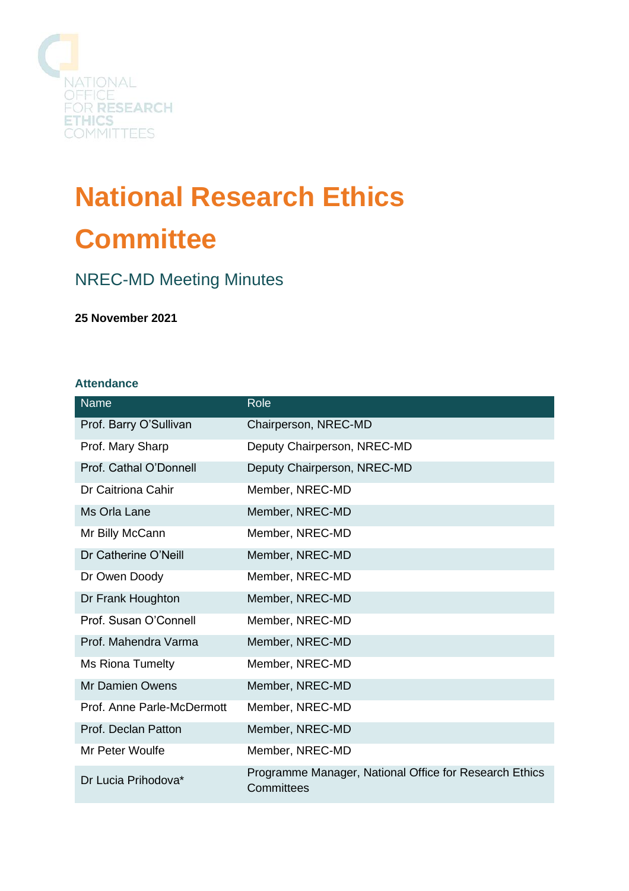NATIONAL OFFICE FOR RESEARCH ETHICS COMMITTEES

# National Research Ethics Committee

## NREC-MD Meeting Minutes

**25 November 2021**

### Attendance

| Name | Role |
| --- | --- |
| Prof. Barry O'Sullivan | Chairperson, NREC-MD |
| Prof. Mary Sharp | Deputy Chairperson, NREC-MD |
| Prof. Cathal O'Donnell | Deputy Chairperson, NREC-MD |
| Dr Caitriona Cahir | Member, NREC-MD |
| Ms Orla Lane | Member, NREC-MD |
| Mr Billy McCann | Member, NREC-MD |
| Dr Catherine O'Neill | Member, NREC-MD |
| Dr Owen Doody | Member, NREC-MD |
| Dr Frank Houghton | Member, NREC-MD |
| Prof. Susan O'Connell | Member, NREC-MD |
| Prof. Mahendra Varma | Member, NREC-MD |
| Ms Riona Tumelty | Member, NREC-MD |
| Mr Damien Owens | Member, NREC-MD |
| Prof. Anne Parle-McDermott | Member, NREC-MD |
| Prof. Declan Patton | Member, NREC-MD |
| Mr Peter Woulfe | Member, NREC-MD |
| Dr Lucia Prihodova* | Programme Manager, National Office for Research Ethics Committees |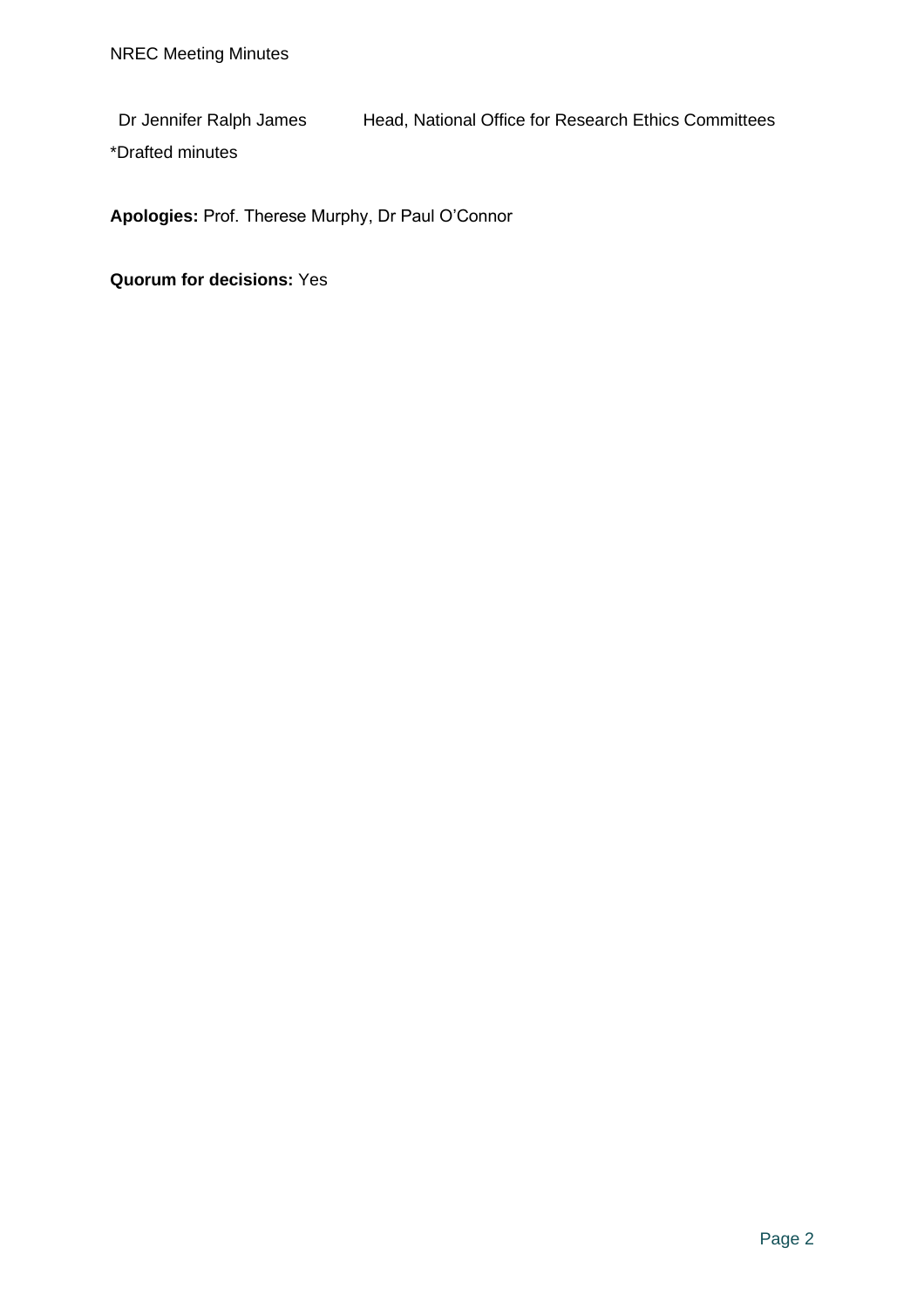| | |
|---|---|
| Dr Jennifer Ralph James | Head, National Office for Research Ethics Committees |

*Drafted minutes

**Apologies:** Prof. Therese Murphy, Dr Paul O'Connor

**Quorum for decisions:** Yes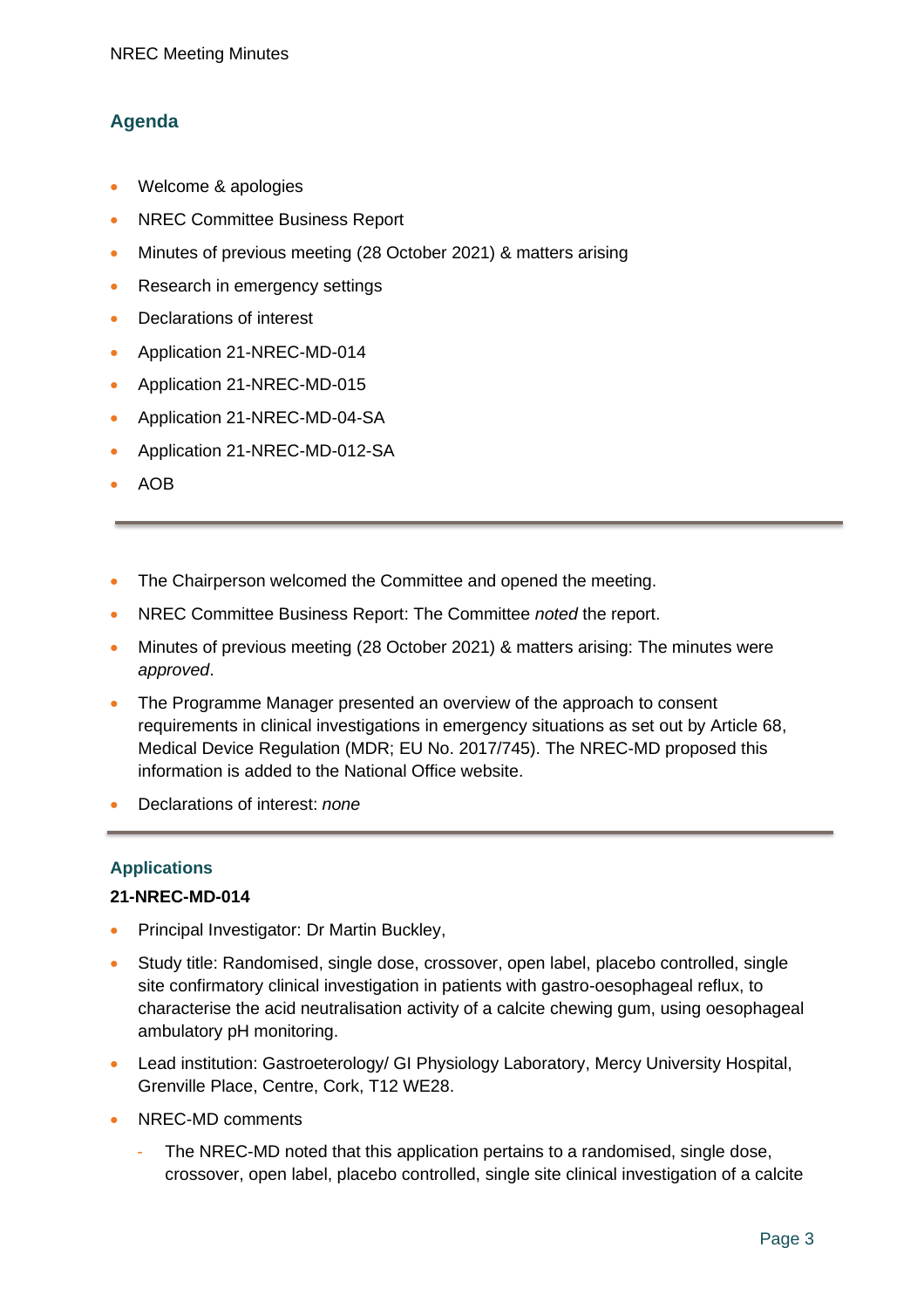## Agenda

- Welcome & apologies
- NREC Committee Business Report
- Minutes of previous meeting (28 October 2021) & matters arising
- Research in emergency settings
- Declarations of interest
- Application 21-NREC-MD-014
- Application 21-NREC-MD-015
- Application 21-NREC-MD-04-SA
- Application 21-NREC-MD-012-SA
- AOB

---

- The Chairperson welcomed the Committee and opened the meeting.
- NREC Committee Business Report: The Committee *noted* the report.
- Minutes of previous meeting (28 October 2021) & matters arising: The minutes were *approved*.
- The Programme Manager presented an overview of the approach to consent requirements in clinical investigations in emergency situations as set out by Article 68, Medical Device Regulation (MDR; EU No. 2017/745). The NREC-MD proposed this information is added to the National Office website.
- Declarations of interest: *none*

---

## Applications

**21-NREC-MD-014**

- Principal Investigator: Dr Martin Buckley,
- Study title: Randomised, single dose, crossover, open label, placebo controlled, single site confirmatory clinical investigation in patients with gastro-oesophageal reflux, to characterise the acid neutralisation activity of a calcite chewing gum, using oesophageal ambulatory pH monitoring.
- Lead institution: Gastroeterology/ GI Physiology Laboratory, Mercy University Hospital, Grenville Place, Centre, Cork, T12 WE28.
- NREC-MD comments
  - The NREC-MD noted that this application pertains to a randomised, single dose, crossover, open label, placebo controlled, single site clinical investigation of a calcite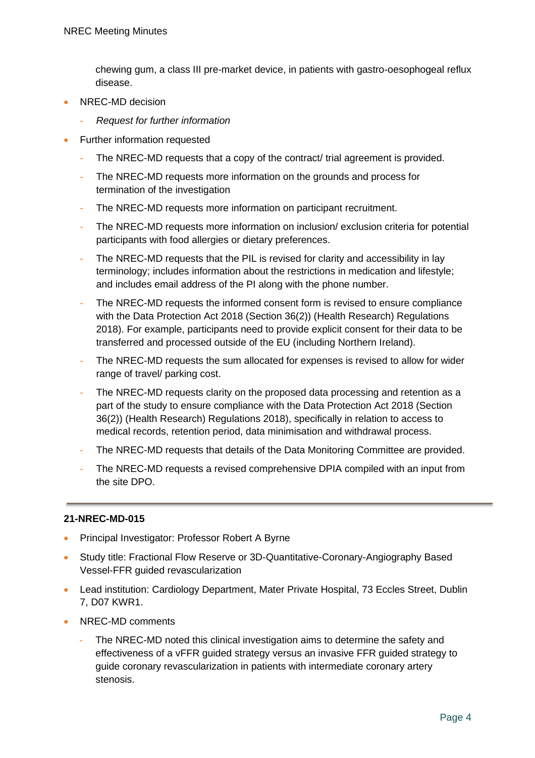chewing gum, a class III pre-market device, in patients with gastro-oesophogeal reflux disease.

- NREC-MD decision
  - *Request for further information*
- Further information requested
  - The NREC-MD requests that a copy of the contract/ trial agreement is provided.
  - The NREC-MD requests more information on the grounds and process for termination of the investigation
  - The NREC-MD requests more information on participant recruitment.
  - The NREC-MD requests more information on inclusion/ exclusion criteria for potential participants with food allergies or dietary preferences.
  - The NREC-MD requests that the PIL is revised for clarity and accessibility in lay terminology; includes information about the restrictions in medication and lifestyle; and includes email address of the PI along with the phone number.
  - The NREC-MD requests the informed consent form is revised to ensure compliance with the Data Protection Act 2018 (Section 36(2)) (Health Research) Regulations 2018). For example, participants need to provide explicit consent for their data to be transferred and processed outside of the EU (including Northern Ireland).
  - The NREC-MD requests the sum allocated for expenses is revised to allow for wider range of travel/ parking cost.
  - The NREC-MD requests clarity on the proposed data processing and retention as a part of the study to ensure compliance with the Data Protection Act 2018 (Section 36(2)) (Health Research) Regulations 2018), specifically in relation to access to medical records, retention period, data minimisation and withdrawal process.
  - The NREC-MD requests that details of the Data Monitoring Committee are provided.
  - The NREC-MD requests a revised comprehensive DPIA compiled with an input from the site DPO.

---

**21-NREC-MD-015**

- Principal Investigator: Professor Robert A Byrne
- Study title: Fractional Flow Reserve or 3D-Quantitative-Coronary-Angiography Based Vessel-FFR guided revascularization
- Lead institution: Cardiology Department, Mater Private Hospital, 73 Eccles Street, Dublin 7, D07 KWR1.
- NREC-MD comments
  - The NREC-MD noted this clinical investigation aims to determine the safety and effectiveness of a vFFR guided strategy versus an invasive FFR guided strategy to guide coronary revascularization in patients with intermediate coronary artery stenosis.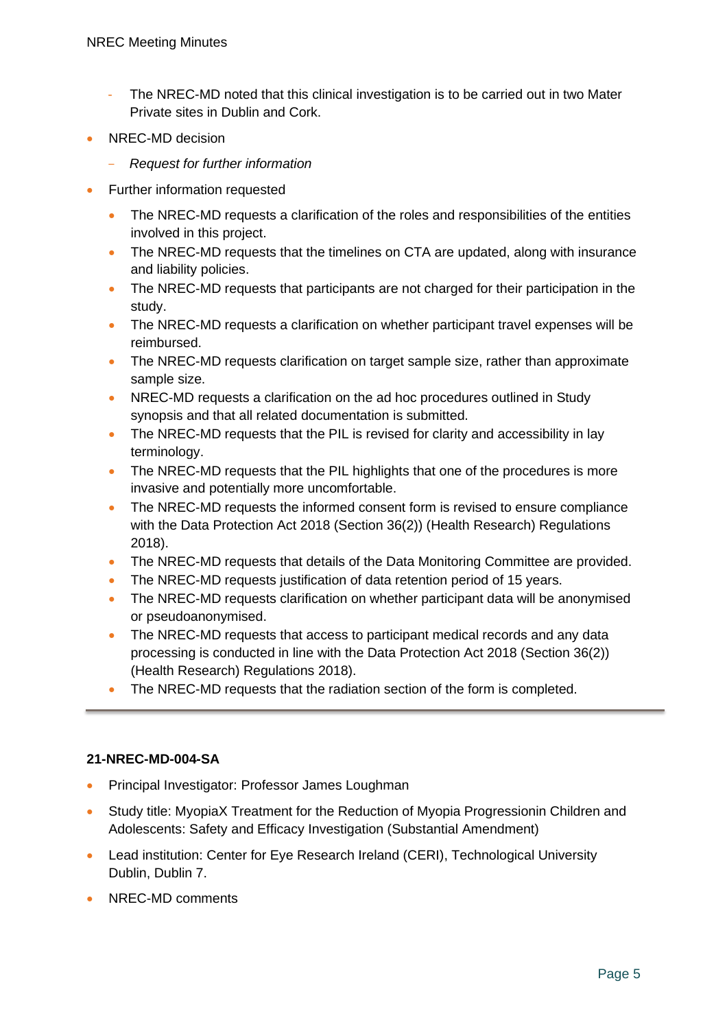- The NREC-MD noted that this clinical investigation is to be carried out in two Mater Private sites in Dublin and Cork.

- NREC-MD decision
  - *Request for further information*
- Further information requested
  - The NREC-MD requests a clarification of the roles and responsibilities of the entities involved in this project.
  - The NREC-MD requests that the timelines on CTA are updated, along with insurance and liability policies.
  - The NREC-MD requests that participants are not charged for their participation in the study.
  - The NREC-MD requests a clarification on whether participant travel expenses will be reimbursed.
  - The NREC-MD requests clarification on target sample size, rather than approximate sample size.
  - NREC-MD requests a clarification on the ad hoc procedures outlined in Study synopsis and that all related documentation is submitted.
  - The NREC-MD requests that the PIL is revised for clarity and accessibility in lay terminology.
  - The NREC-MD requests that the PIL highlights that one of the procedures is more invasive and potentially more uncomfortable.
  - The NREC-MD requests the informed consent form is revised to ensure compliance with the Data Protection Act 2018 (Section 36(2)) (Health Research) Regulations 2018).
  - The NREC-MD requests that details of the Data Monitoring Committee are provided.
  - The NREC-MD requests justification of data retention period of 15 years.
  - The NREC-MD requests clarification on whether participant data will be anonymised or pseudoanonymised.
  - The NREC-MD requests that access to participant medical records and any data processing is conducted in line with the Data Protection Act 2018 (Section 36(2)) (Health Research) Regulations 2018).
  - The NREC-MD requests that the radiation section of the form is completed.

---

**21-NREC-MD-004-SA**

- Principal Investigator: Professor James Loughman
- Study title: MyopiaX Treatment for the Reduction of Myopia Progressionin Children and Adolescents: Safety and Efficacy Investigation (Substantial Amendment)
- Lead institution: Center for Eye Research Ireland (CERI), Technological University Dublin, Dublin 7.
- NREC-MD comments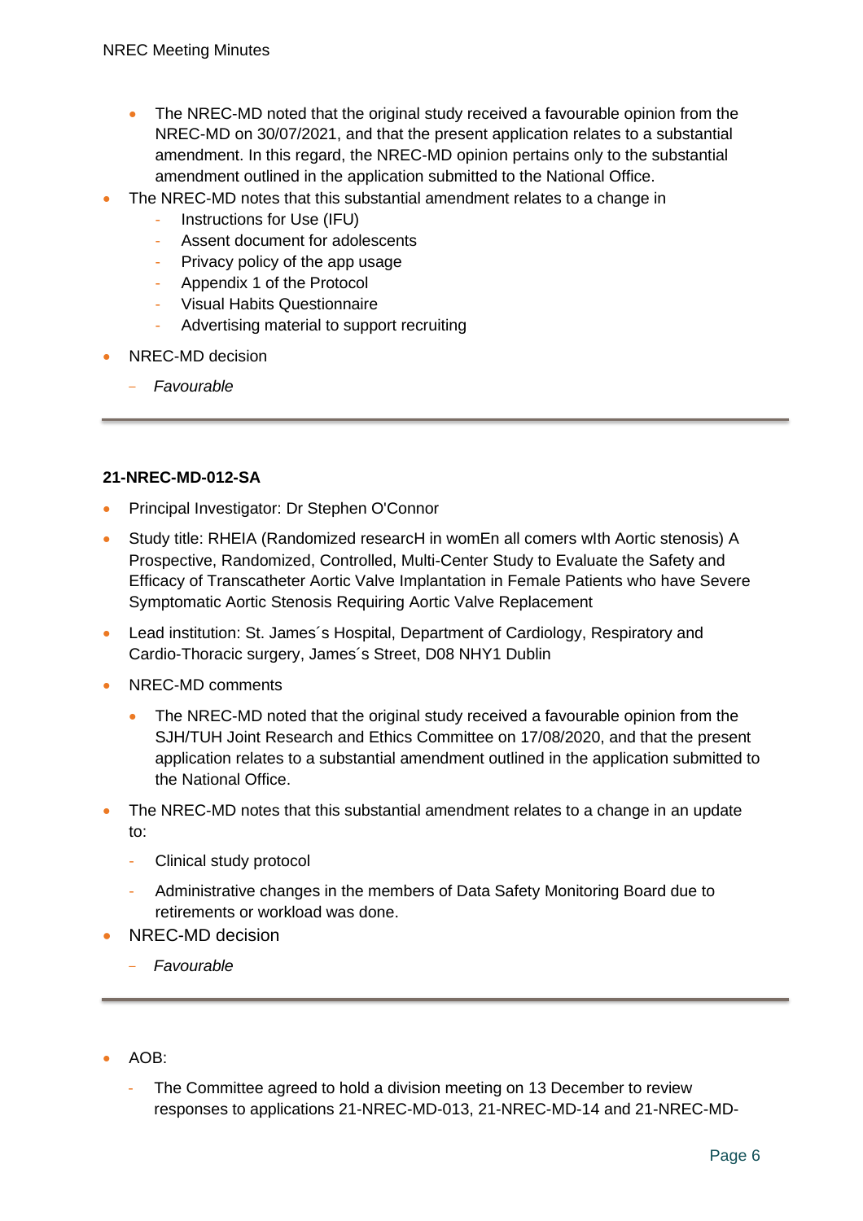- The NREC-MD noted that the original study received a favourable opinion from the NREC-MD on 30/07/2021, and that the present application relates to a substantial amendment. In this regard, the NREC-MD opinion pertains only to the substantial amendment outlined in the application submitted to the National Office.

- The NREC-MD notes that this substantial amendment relates to a change in
  - Instructions for Use (IFU)
  - Assent document for adolescents
  - Privacy policy of the app usage
  - Appendix 1 of the Protocol
  - Visual Habits Questionnaire
  - Advertising material to support recruiting
- NREC-MD decision
  - *Favourable*

---

**21-NREC-MD-012-SA**

- Principal Investigator: Dr Stephen O'Connor
- Study title: RHEIA (Randomized researcH in womEn all comers wIth Aortic stenosis) A Prospective, Randomized, Controlled, Multi-Center Study to Evaluate the Safety and Efficacy of Transcatheter Aortic Valve Implantation in Female Patients who have Severe Symptomatic Aortic Stenosis Requiring Aortic Valve Replacement
- Lead institution: St. James´s Hospital, Department of Cardiology, Respiratory and Cardio-Thoracic surgery, James´s Street, D08 NHY1 Dublin
- NREC-MD comments
  - The NREC-MD noted that the original study received a favourable opinion from the SJH/TUH Joint Research and Ethics Committee on 17/08/2020, and that the present application relates to a substantial amendment outlined in the application submitted to the National Office.
- The NREC-MD notes that this substantial amendment relates to a change in an update to:
  - Clinical study protocol
  - Administrative changes in the members of Data Safety Monitoring Board due to retirements or workload was done.
- NREC-MD decision
  - *Favourable*

---

- AOB:
  - The Committee agreed to hold a division meeting on 13 December to review responses to applications 21-NREC-MD-013, 21-NREC-MD-14 and 21-NREC-MD-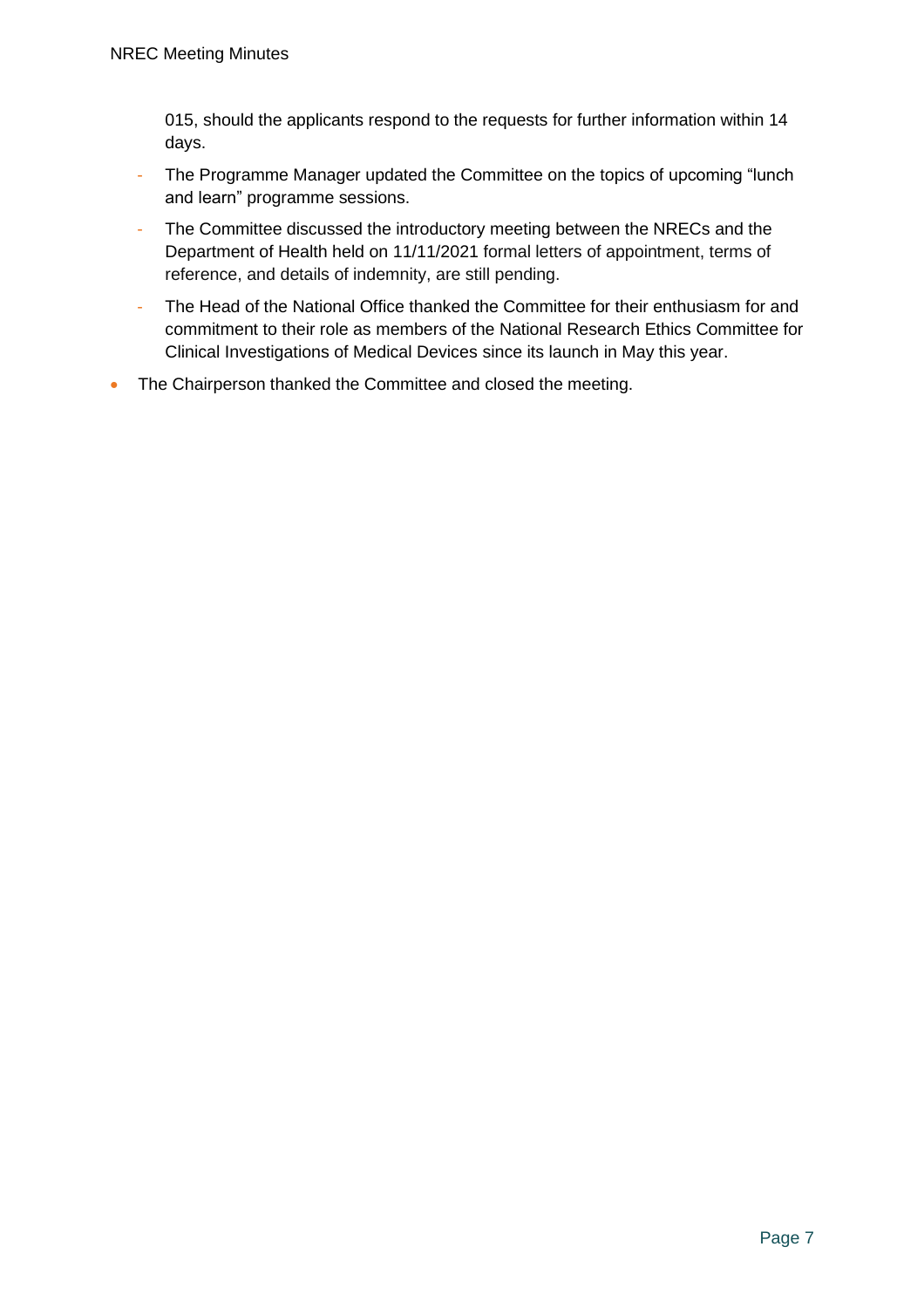015, should the applicants respond to the requests for further information within 14 days.
  - The Programme Manager updated the Committee on the topics of upcoming "lunch and learn" programme sessions.
  - The Committee discussed the introductory meeting between the NRECs and the Department of Health held on 11/11/2021 formal letters of appointment, terms of reference, and details of indemnity, are still pending.
  - The Head of the National Office thanked the Committee for their enthusiasm for and commitment to their role as members of the National Research Ethics Committee for Clinical Investigations of Medical Devices since its launch in May this year.
- The Chairperson thanked the Committee and closed the meeting.